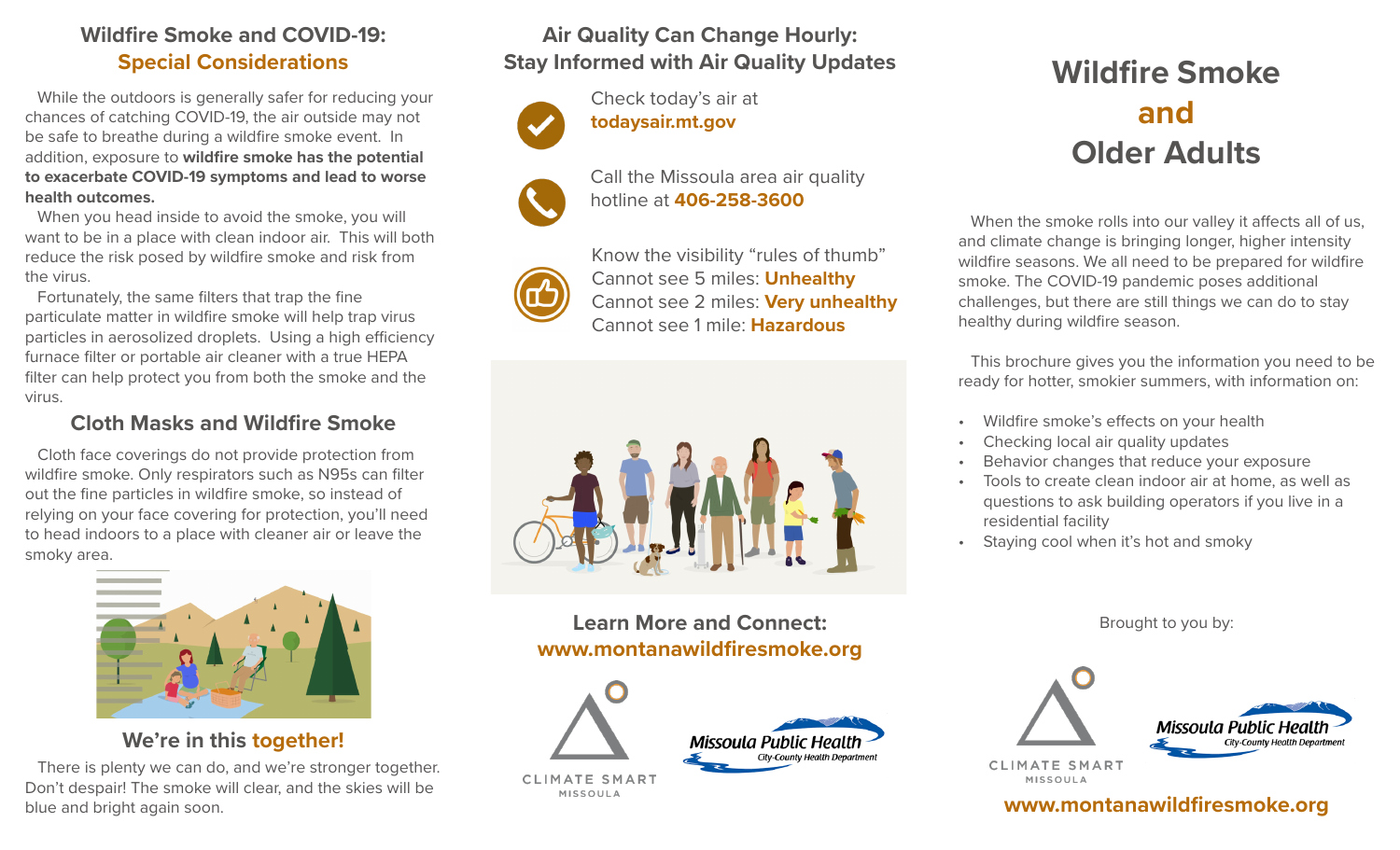## Wildfire Smoke and COVID-19: Special Considerations

While the outdoors is generally safer for reducing your chances of catching COVID-19, the air outside may not be safe to breathe during a wildfire smoke event. In addition, exposure to **wildfire smoke has the potential to exacerbate COVID-19 symptoms and lead to worse health outcomes.**

When you head inside to avoid the smoke, you will want to be in a place with clean indoor air. This will both reduce the risk posed by wildfire smoke and risk from the virus.

Fortunately, the same filters that trap the fine particulate matter in wildfire smoke will help trap virus particles in aerosolized droplets. Using a high efficiency furnace filter or portable air cleaner with a true HEPA filter can help protect you from both the smoke and the virus.

### Cloth Masks and Wildfire Smoke

Cloth face coverings do not provide protection from wildfire smoke. Only respirators such as N95s can filter out the fine particles in wildfire smoke, so instead of relying on your face covering for protection, you'll need to head indoors to a place with cleaner air or leave the smoky area.

### We're in this together!

There is plenty we can do, and we're stronger together. Don't despair! The smoke will clear, and the skies will be blue and bright again soon.

## Air Quality Can Change Hourly: Stay Informed with Air Quality Updates

Check today's air at **todaysair.mt.gov**

Call the Missoula area air quality hotline at **406-258-3600**

Know the visibility "rules of thumb"
Cannot see 5 miles: **Unhealthy**
Cannot see 2 miles: **Very unhealthy**
Cannot see 1 mile: **Hazardous**

### Learn More and Connect:

**www.montanawildfiresmoke.org**

CLIMATE SMART MISSOULA

Missoula Public Health
City-County Health Department

# Wildfire Smoke and Older Adults

When the smoke rolls into our valley it affects all of us, and climate change is bringing longer, higher intensity wildfire seasons. We all need to be prepared for wildfire smoke. The COVID-19 pandemic poses additional challenges, but there are still things we can do to stay healthy during wildfire season.

This brochure gives you the information you need to be ready for hotter, smokier summers, with information on:

- Wildfire smoke's effects on your health
- Checking local air quality updates
- Behavior changes that reduce your exposure
- Tools to create clean indoor air at home, as well as questions to ask building operators if you live in a residential facility
- Staying cool when it's hot and smoky

Brought to you by:

CLIMATE SMART MISSOULA

Missoula Public Health
City-County Health Department

**www.montanawildfiresmoke.org**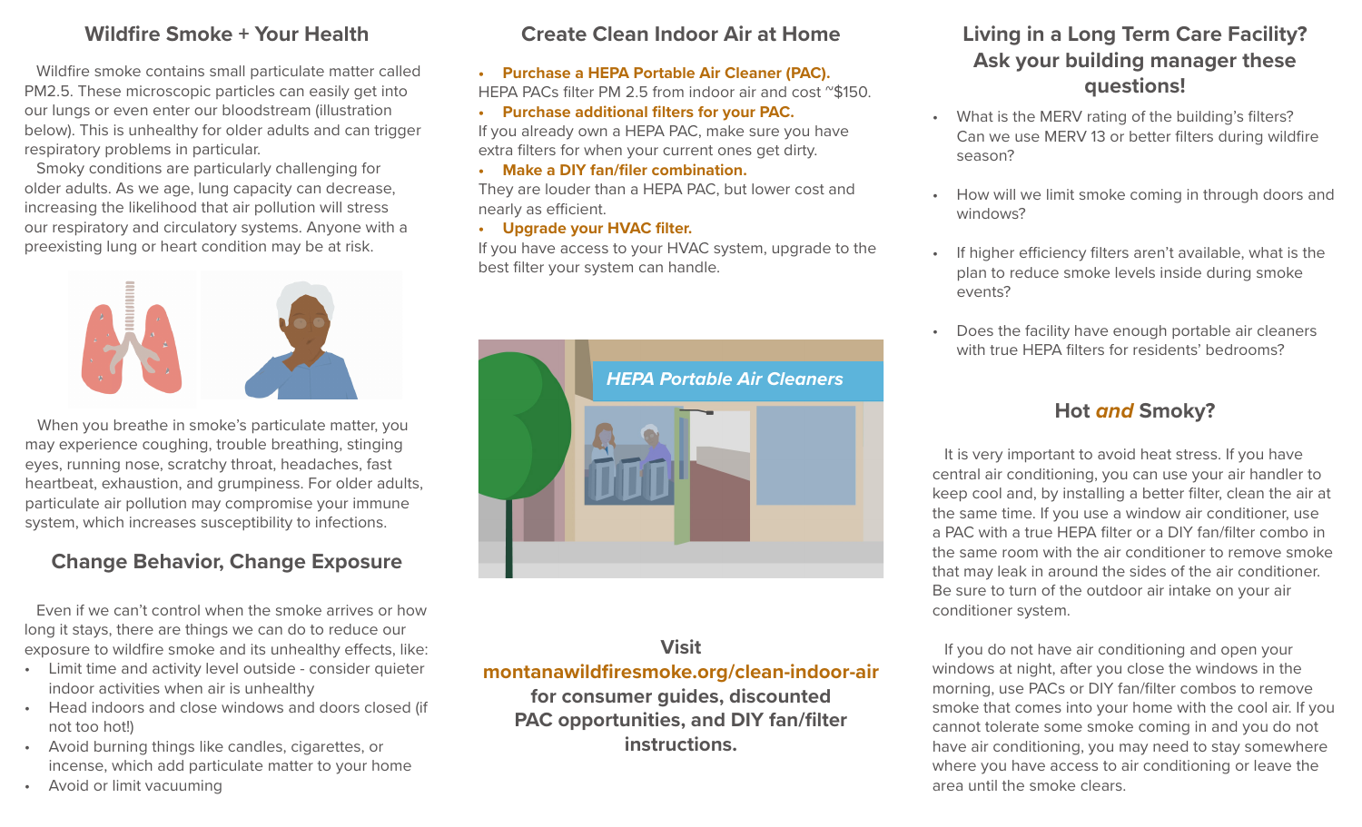## Wildfire Smoke + Your Health

Wildfire smoke contains small particulate matter called PM2.5. These microscopic particles can easily get into our lungs or even enter our bloodstream (illustration below). This is unhealthy for older adults and can trigger respiratory problems in particular.

Smoky conditions are particularly challenging for older adults. As we age, lung capacity can decrease, increasing the likelihood that air pollution will stress our respiratory and circulatory systems. Anyone with a preexisting lung or heart condition may be at risk.

When you breathe in smoke's particulate matter, you may experience coughing, trouble breathing, stinging eyes, running nose, scratchy throat, headaches, fast heartbeat, exhaustion, and grumpiness. For older adults, particulate air pollution may compromise your immune system, which increases susceptibility to infections.

## Change Behavior, Change Exposure

Even if we can't control when the smoke arrives or how long it stays, there are things we can do to reduce our exposure to wildfire smoke and its unhealthy effects, like:

- Limit time and activity level outside - consider quieter indoor activities when air is unhealthy
- Head indoors and close windows and doors closed (if not too hot!)
- Avoid burning things like candles, cigarettes, or incense, which add particulate matter to your home
- Avoid or limit vacuuming

## Create Clean Indoor Air at Home

- **Purchase a HEPA Portable Air Cleaner (PAC).**

HEPA PACs filter PM 2.5 from indoor air and cost ~$150.

- **Purchase additional filters for your PAC.**

If you already own a HEPA PAC, make sure you have extra filters for when your current ones get dirty.

- **Make a DIY fan/filer combination.**

They are louder than a HEPA PAC, but lower cost and nearly as efficient.

- **Upgrade your HVAC filter.**

If you have access to your HVAC system, upgrade to the best filter your system can handle.

HEPA Portable Air Cleaners

**Visit montanawildfiresmoke.org/clean-indoor-air for consumer guides, discounted PAC opportunities, and DIY fan/filter instructions.**

## Living in a Long Term Care Facility? Ask your building manager these questions!

- What is the MERV rating of the building's filters? Can we use MERV 13 or better filters during wildfire season?
- How will we limit smoke coming in through doors and windows?
- If higher efficiency filters aren't available, what is the plan to reduce smoke levels inside during smoke events?
- Does the facility have enough portable air cleaners with true HEPA filters for residents' bedrooms?

## Hot *and* Smoky?

It is very important to avoid heat stress. If you have central air conditioning, you can use your air handler to keep cool and, by installing a better filter, clean the air at the same time. If you use a window air conditioner, use a PAC with a true HEPA filter or a DIY fan/filter combo in the same room with the air conditioner to remove smoke that may leak in around the sides of the air conditioner. Be sure to turn of the outdoor air intake on your air conditioner system.

If you do not have air conditioning and open your windows at night, after you close the windows in the morning, use PACs or DIY fan/filter combos to remove smoke that comes into your home with the cool air. If you cannot tolerate some smoke coming in and you do not have air conditioning, you may need to stay somewhere where you have access to air conditioning or leave the area until the smoke clears.